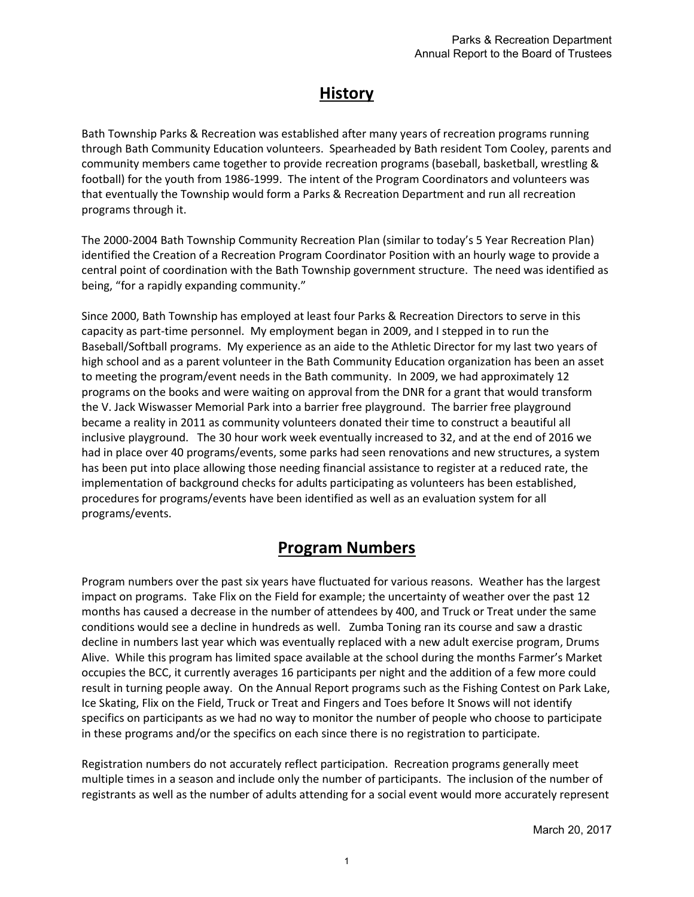# History

Bath Township Parks & Recreation was established after many years of recreation programs running through Bath Community Education volunteers. Spearheaded by Bath resident Tom Cooley, parents and community members came together to provide recreation programs (baseball, basketball, wrestling & football) for the youth from 1986-1999. The intent of the Program Coordinators and volunteers was that eventually the Township would form a Parks & Recreation Department and run all recreation programs through it.

The 2000-2004 Bath Township Community Recreation Plan (similar to today's 5 Year Recreation Plan) identified the Creation of a Recreation Program Coordinator Position with an hourly wage to provide a central point of coordination with the Bath Township government structure. The need was identified as being, "for a rapidly expanding community."

Since 2000, Bath Township has employed at least four Parks & Recreation Directors to serve in this capacity as part-time personnel. My employment began in 2009, and I stepped in to run the Baseball/Softball programs. My experience as an aide to the Athletic Director for my last two years of high school and as a parent volunteer in the Bath Community Education organization has been an asset to meeting the program/event needs in the Bath community. In 2009, we had approximately 12 programs on the books and were waiting on approval from the DNR for a grant that would transform the V. Jack Wiswasser Memorial Park into a barrier free playground. The barrier free playground became a reality in 2011 as community volunteers donated their time to construct a beautiful all inclusive playground. The 30 hour work week eventually increased to 32, and at the end of 2016 we had in place over 40 programs/events, some parks had seen renovations and new structures, a system has been put into place allowing those needing financial assistance to register at a reduced rate, the implementation of background checks for adults participating as volunteers has been established, procedures for programs/events have been identified as well as an evaluation system for all programs/events.

# Program Numbers

Program numbers over the past six years have fluctuated for various reasons. Weather has the largest impact on programs. Take Flix on the Field for example; the uncertainty of weather over the past 12 months has caused a decrease in the number of attendees by 400, and Truck or Treat under the same conditions would see a decline in hundreds as well. Zumba Toning ran its course and saw a drastic decline in numbers last year which was eventually replaced with a new adult exercise program, Drums Alive. While this program has limited space available at the school during the months Farmer's Market occupies the BCC, it currently averages 16 participants per night and the addition of a few more could result in turning people away. On the Annual Report programs such as the Fishing Contest on Park Lake, Ice Skating, Flix on the Field, Truck or Treat and Fingers and Toes before It Snows will not identify specifics on participants as we had no way to monitor the number of people who choose to participate in these programs and/or the specifics on each since there is no registration to participate.

Registration numbers do not accurately reflect participation. Recreation programs generally meet multiple times in a season and include only the number of participants. The inclusion of the number of registrants as well as the number of adults attending for a social event would more accurately represent

March 20, 2017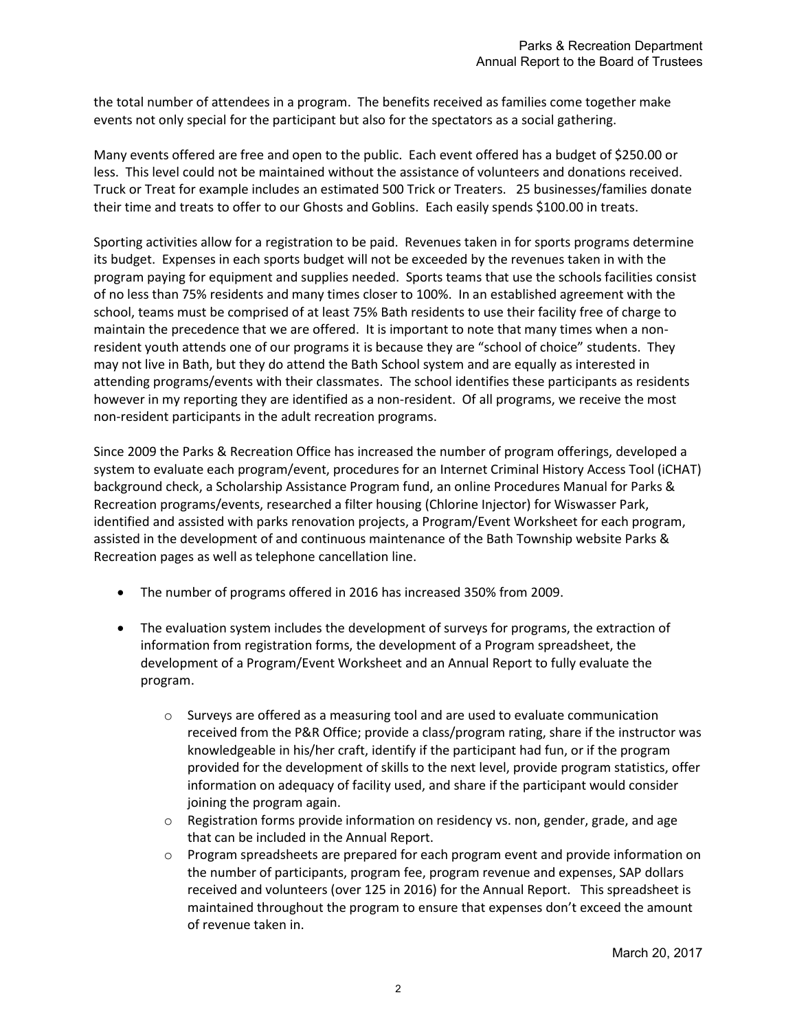the total number of attendees in a program. The benefits received as families come together make events not only special for the participant but also for the spectators as a social gathering.

Many events offered are free and open to the public. Each event offered has a budget of $250.00 or less. This level could not be maintained without the assistance of volunteers and donations received. Truck or Treat for example includes an estimated 500 Trick or Treaters. 25 businesses/families donate their time and treats to offer to our Ghosts and Goblins. Each easily spends $100.00 in treats.

Sporting activities allow for a registration to be paid. Revenues taken in for sports programs determine its budget. Expenses in each sports budget will not be exceeded by the revenues taken in with the program paying for equipment and supplies needed. Sports teams that use the schools facilities consist of no less than 75% residents and many times closer to 100%. In an established agreement with the school, teams must be comprised of at least 75% Bath residents to use their facility free of charge to maintain the precedence that we are offered. It is important to note that many times when a non-resident youth attends one of our programs it is because they are "school of choice" students. They may not live in Bath, but they do attend the Bath School system and are equally as interested in attending programs/events with their classmates. The school identifies these participants as residents however in my reporting they are identified as a non-resident. Of all programs, we receive the most non-resident participants in the adult recreation programs.

Since 2009 the Parks & Recreation Office has increased the number of program offerings, developed a system to evaluate each program/event, procedures for an Internet Criminal History Access Tool (iCHAT) background check, a Scholarship Assistance Program fund, an online Procedures Manual for Parks & Recreation programs/events, researched a filter housing (Chlorine Injector) for Wiswasser Park, identified and assisted with parks renovation projects, a Program/Event Worksheet for each program, assisted in the development of and continuous maintenance of the Bath Township website Parks & Recreation pages as well as telephone cancellation line.

- The number of programs offered in 2016 has increased 350% from 2009.
- The evaluation system includes the development of surveys for programs, the extraction of information from registration forms, the development of a Program spreadsheet, the development of a Program/Event Worksheet and an Annual Report to fully evaluate the program.
    - Surveys are offered as a measuring tool and are used to evaluate communication received from the P&R Office; provide a class/program rating, share if the instructor was knowledgeable in his/her craft, identify if the participant had fun, or if the program provided for the development of skills to the next level, provide program statistics, offer information on adequacy of facility used, and share if the participant would consider joining the program again.
    - Registration forms provide information on residency vs. non, gender, grade, and age that can be included in the Annual Report.
    - Program spreadsheets are prepared for each program event and provide information on the number of participants, program fee, program revenue and expenses, SAP dollars received and volunteers (over 125 in 2016) for the Annual Report. This spreadsheet is maintained throughout the program to ensure that expenses don't exceed the amount of revenue taken in.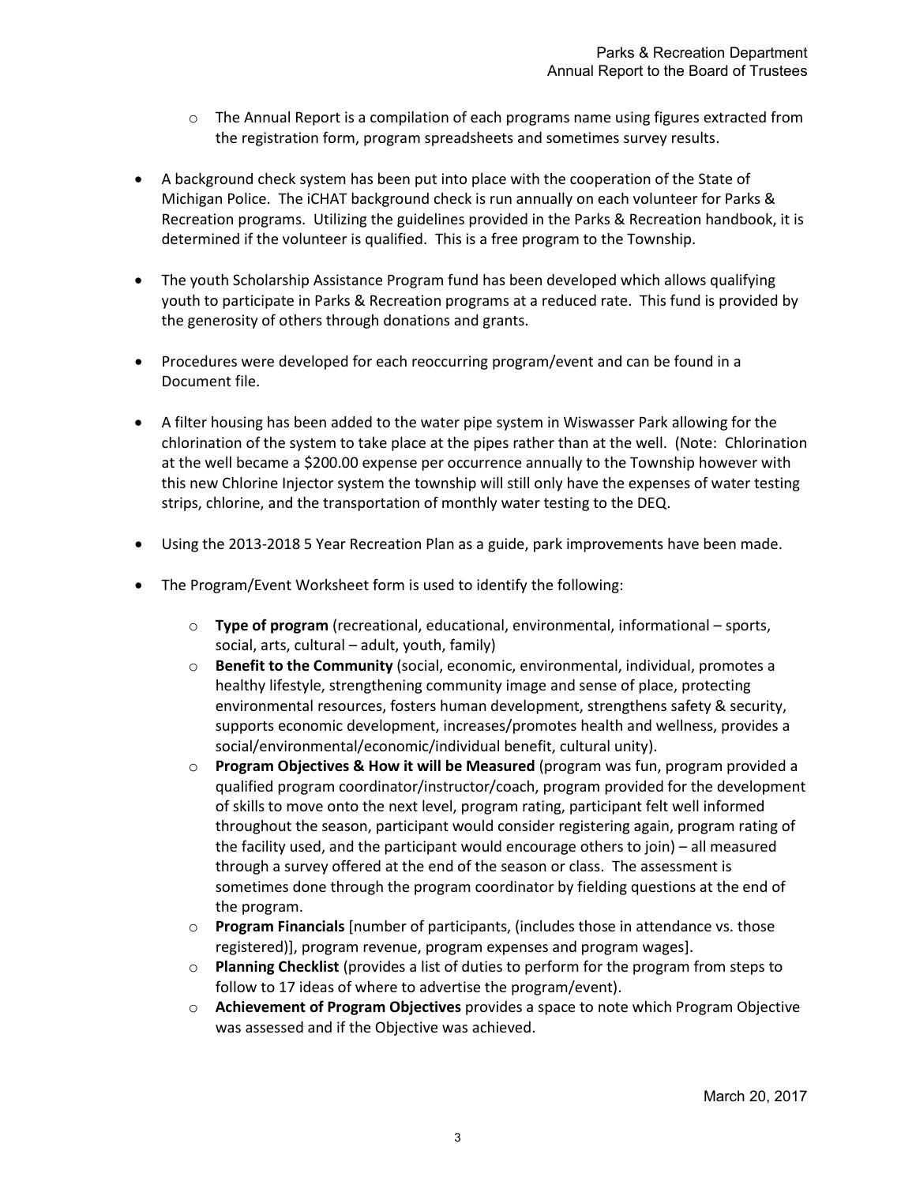- The Annual Report is a compilation of each programs name using figures extracted from the registration form, program spreadsheets and sometimes survey results.

- A background check system has been put into place with the cooperation of the State of Michigan Police. The iCHAT background check is run annually on each volunteer for Parks & Recreation programs. Utilizing the guidelines provided in the Parks & Recreation handbook, it is determined if the volunteer is qualified. This is a free program to the Township.

- The youth Scholarship Assistance Program fund has been developed which allows qualifying youth to participate in Parks & Recreation programs at a reduced rate. This fund is provided by the generosity of others through donations and grants.

- Procedures were developed for each reoccurring program/event and can be found in a Document file.

- A filter housing has been added to the water pipe system in Wiswasser Park allowing for the chlorination of the system to take place at the pipes rather than at the well. (Note: Chlorination at the well became a $200.00 expense per occurrence annually to the Township however with this new Chlorine Injector system the township will still only have the expenses of water testing strips, chlorine, and the transportation of monthly water testing to the DEQ.

- Using the 2013-2018 5 Year Recreation Plan as a guide, park improvements have been made.

- The Program/Event Worksheet form is used to identify the following:

  - **Type of program** (recreational, educational, environmental, informational – sports, social, arts, cultural – adult, youth, family)
  - **Benefit to the Community** (social, economic, environmental, individual, promotes a healthy lifestyle, strengthening community image and sense of place, protecting environmental resources, fosters human development, strengthens safety & security, supports economic development, increases/promotes health and wellness, provides a social/environmental/economic/individual benefit, cultural unity).
  - **Program Objectives & How it will be Measured** (program was fun, program provided a qualified program coordinator/instructor/coach, program provided for the development of skills to move onto the next level, program rating, participant felt well informed throughout the season, participant would consider registering again, program rating of the facility used, and the participant would encourage others to join) – all measured through a survey offered at the end of the season or class. The assessment is sometimes done through the program coordinator by fielding questions at the end of the program.
  - **Program Financials** [number of participants, (includes those in attendance vs. those registered)], program revenue, program expenses and program wages].
  - **Planning Checklist** (provides a list of duties to perform for the program from steps to follow to 17 ideas of where to advertise the program/event).
  - **Achievement of Program Objectives** provides a space to note which Program Objective was assessed and if the Objective was achieved.

March 20, 2017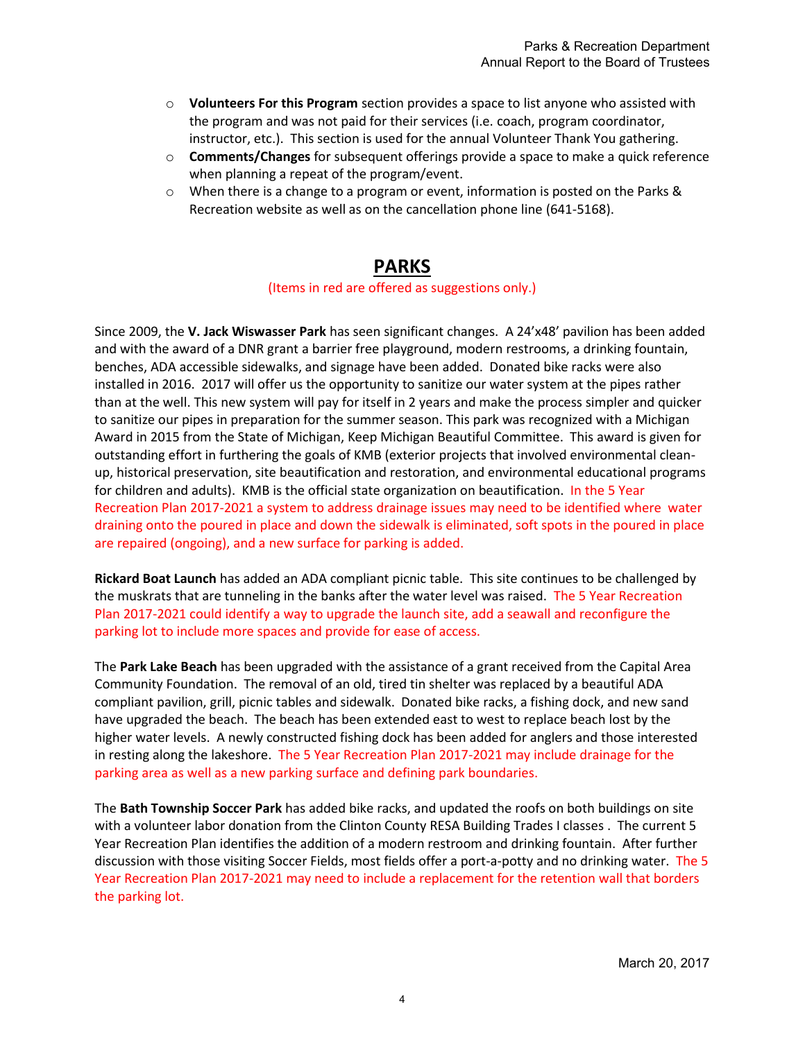- **Volunteers For this Program** section provides a space to list anyone who assisted with the program and was not paid for their services (i.e. coach, program coordinator, instructor, etc.). This section is used for the annual Volunteer Thank You gathering.
- **Comments/Changes** for subsequent offerings provide a space to make a quick reference when planning a repeat of the program/event.
- When there is a change to a program or event, information is posted on the Parks & Recreation website as well as on the cancellation phone line (641-5168).

## PARKS

(Items in red are offered as suggestions only.)

Since 2009, the **V. Jack Wiswasser Park** has seen significant changes. A 24'x48' pavilion has been added and with the award of a DNR grant a barrier free playground, modern restrooms, a drinking fountain, benches, ADA accessible sidewalks, and signage have been added. Donated bike racks were also installed in 2016. 2017 will offer us the opportunity to sanitize our water system at the pipes rather than at the well. This new system will pay for itself in 2 years and make the process simpler and quicker to sanitize our pipes in preparation for the summer season. This park was recognized with a Michigan Award in 2015 from the State of Michigan, Keep Michigan Beautiful Committee. This award is given for outstanding effort in furthering the goals of KMB (exterior projects that involved environmental clean-up, historical preservation, site beautification and restoration, and environmental educational programs for children and adults). KMB is the official state organization on beautification. In the 5 Year Recreation Plan 2017-2021 a system to address drainage issues may need to be identified where water draining onto the poured in place and down the sidewalk is eliminated, soft spots in the poured in place are repaired (ongoing), and a new surface for parking is added.

**Rickard Boat Launch** has added an ADA compliant picnic table. This site continues to be challenged by the muskrats that are tunneling in the banks after the water level was raised. The 5 Year Recreation Plan 2017-2021 could identify a way to upgrade the launch site, add a seawall and reconfigure the parking lot to include more spaces and provide for ease of access.

The **Park Lake Beach** has been upgraded with the assistance of a grant received from the Capital Area Community Foundation. The removal of an old, tired tin shelter was replaced by a beautiful ADA compliant pavilion, grill, picnic tables and sidewalk. Donated bike racks, a fishing dock, and new sand have upgraded the beach. The beach has been extended east to west to replace beach lost by the higher water levels. A newly constructed fishing dock has been added for anglers and those interested in resting along the lakeshore. The 5 Year Recreation Plan 2017-2021 may include drainage for the parking area as well as a new parking surface and defining park boundaries.

The **Bath Township Soccer Park** has added bike racks, and updated the roofs on both buildings on site with a volunteer labor donation from the Clinton County RESA Building Trades I classes . The current 5 Year Recreation Plan identifies the addition of a modern restroom and drinking fountain. After further discussion with those visiting Soccer Fields, most fields offer a port-a-potty and no drinking water. The 5 Year Recreation Plan 2017-2021 may need to include a replacement for the retention wall that borders the parking lot.

March 20, 2017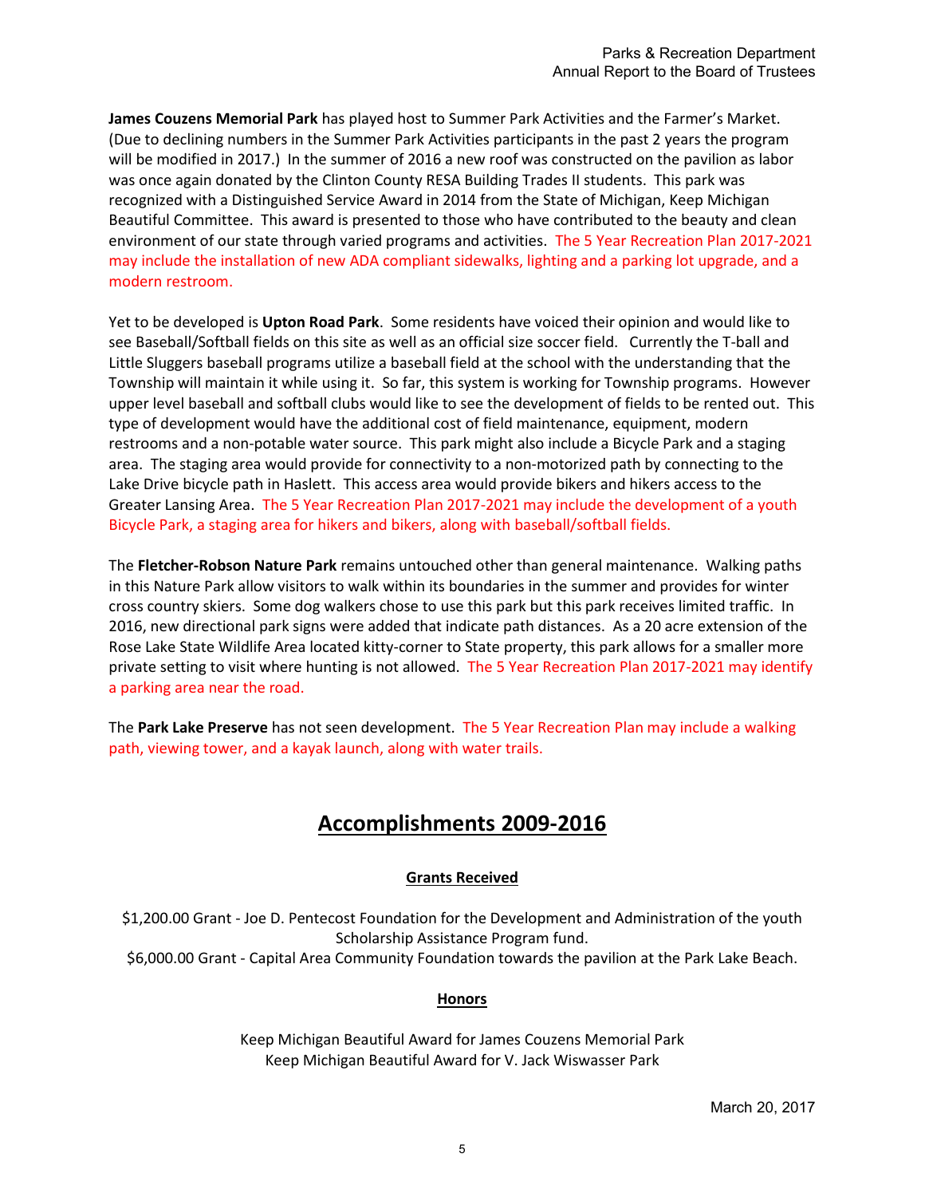**James Couzens Memorial Park** has played host to Summer Park Activities and the Farmer's Market. (Due to declining numbers in the Summer Park Activities participants in the past 2 years the program will be modified in 2017.) In the summer of 2016 a new roof was constructed on the pavilion as labor was once again donated by the Clinton County RESA Building Trades II students. This park was recognized with a Distinguished Service Award in 2014 from the State of Michigan, Keep Michigan Beautiful Committee. This award is presented to those who have contributed to the beauty and clean environment of our state through varied programs and activities. The 5 Year Recreation Plan 2017-2021 may include the installation of new ADA compliant sidewalks, lighting and a parking lot upgrade, and a modern restroom.

Yet to be developed is **Upton Road Park**. Some residents have voiced their opinion and would like to see Baseball/Softball fields on this site as well as an official size soccer field. Currently the T-ball and Little Sluggers baseball programs utilize a baseball field at the school with the understanding that the Township will maintain it while using it. So far, this system is working for Township programs. However upper level baseball and softball clubs would like to see the development of fields to be rented out. This type of development would have the additional cost of field maintenance, equipment, modern restrooms and a non-potable water source. This park might also include a Bicycle Park and a staging area. The staging area would provide for connectivity to a non-motorized path by connecting to the Lake Drive bicycle path in Haslett. This access area would provide bikers and hikers access to the Greater Lansing Area. The 5 Year Recreation Plan 2017-2021 may include the development of a youth Bicycle Park, a staging area for hikers and bikers, along with baseball/softball fields.

The **Fletcher-Robson Nature Park** remains untouched other than general maintenance. Walking paths in this Nature Park allow visitors to walk within its boundaries in the summer and provides for winter cross country skiers. Some dog walkers chose to use this park but this park receives limited traffic. In 2016, new directional park signs were added that indicate path distances. As a 20 acre extension of the Rose Lake State Wildlife Area located kitty-corner to State property, this park allows for a smaller more private setting to visit where hunting is not allowed. The 5 Year Recreation Plan 2017-2021 may identify a parking area near the road.

The **Park Lake Preserve** has not seen development. The 5 Year Recreation Plan may include a walking path, viewing tower, and a kayak launch, along with water trails.

# Accomplishments 2009-2016

## Grants Received

$1,200.00 Grant - Joe D. Pentecost Foundation for the Development and Administration of the youth Scholarship Assistance Program fund.

$6,000.00 Grant - Capital Area Community Foundation towards the pavilion at the Park Lake Beach.

## Honors

Keep Michigan Beautiful Award for James Couzens Memorial Park

Keep Michigan Beautiful Award for V. Jack Wiswasser Park

March 20, 2017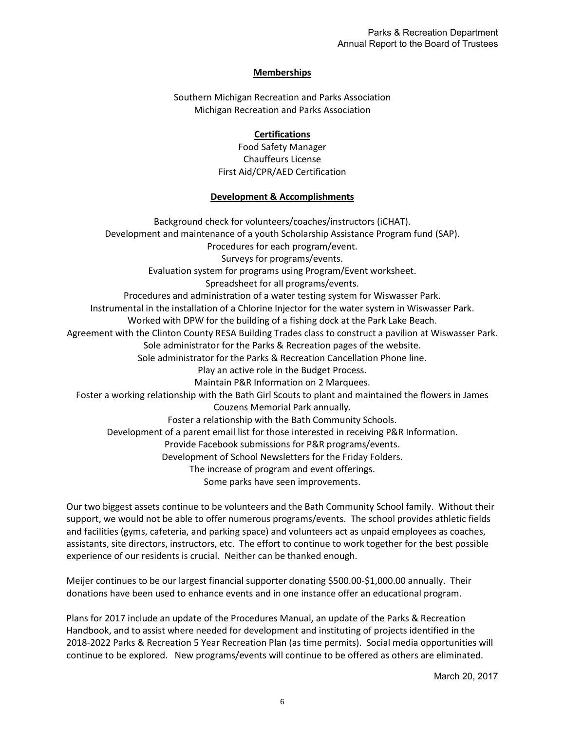## Memberships

Southern Michigan Recreation and Parks Association
Michigan Recreation and Parks Association

## Certifications

Food Safety Manager
Chauffeurs License
First Aid/CPR/AED Certification

## Development & Accomplishments

Background check for volunteers/coaches/instructors (iCHAT).
Development and maintenance of a youth Scholarship Assistance Program fund (SAP).
Procedures for each program/event.
Surveys for programs/events.
Evaluation system for programs using Program/Event worksheet.
Spreadsheet for all programs/events.
Procedures and administration of a water testing system for Wiswasser Park.
Instrumental in the installation of a Chlorine Injector for the water system in Wiswasser Park.
Worked with DPW for the building of a fishing dock at the Park Lake Beach.
Agreement with the Clinton County RESA Building Trades class to construct a pavilion at Wiswasser Park.
Sole administrator for the Parks & Recreation pages of the website.
Sole administrator for the Parks & Recreation Cancellation Phone line.
Play an active role in the Budget Process.
Maintain P&R Information on 2 Marquees.
Foster a working relationship with the Bath Girl Scouts to plant and maintained the flowers in James Couzens Memorial Park annually.
Foster a relationship with the Bath Community Schools.
Development of a parent email list for those interested in receiving P&R Information.
Provide Facebook submissions for P&R programs/events.
Development of School Newsletters for the Friday Folders.
The increase of program and event offerings.
Some parks have seen improvements.

Our two biggest assets continue to be volunteers and the Bath Community School family. Without their support, we would not be able to offer numerous programs/events. The school provides athletic fields and facilities (gyms, cafeteria, and parking space) and volunteers act as unpaid employees as coaches, assistants, site directors, instructors, etc. The effort to continue to work together for the best possible experience of our residents is crucial. Neither can be thanked enough.

Meijer continues to be our largest financial supporter donating $500.00-$1,000.00 annually. Their donations have been used to enhance events and in one instance offer an educational program.

Plans for 2017 include an update of the Procedures Manual, an update of the Parks & Recreation Handbook, and to assist where needed for development and instituting of projects identified in the 2018-2022 Parks & Recreation 5 Year Recreation Plan (as time permits). Social media opportunities will continue to be explored. New programs/events will continue to be offered as others are eliminated.

March 20, 2017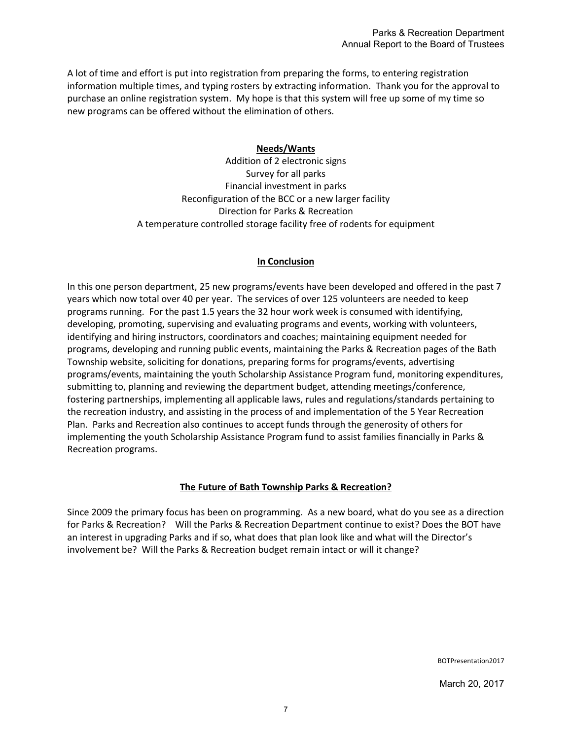A lot of time and effort is put into registration from preparing the forms, to entering registration information multiple times, and typing rosters by extracting information. Thank you for the approval to purchase an online registration system. My hope is that this system will free up some of my time so new programs can be offered without the elimination of others.

## Needs/Wants

Addition of 2 electronic signs
Survey for all parks
Financial investment in parks
Reconfiguration of the BCC or a new larger facility
Direction for Parks & Recreation
A temperature controlled storage facility free of rodents for equipment

## In Conclusion

In this one person department, 25 new programs/events have been developed and offered in the past 7 years which now total over 40 per year. The services of over 125 volunteers are needed to keep programs running. For the past 1.5 years the 32 hour work week is consumed with identifying, developing, promoting, supervising and evaluating programs and events, working with volunteers, identifying and hiring instructors, coordinators and coaches; maintaining equipment needed for programs, developing and running public events, maintaining the Parks & Recreation pages of the Bath Township website, soliciting for donations, preparing forms for programs/events, advertising programs/events, maintaining the youth Scholarship Assistance Program fund, monitoring expenditures, submitting to, planning and reviewing the department budget, attending meetings/conference, fostering partnerships, implementing all applicable laws, rules and regulations/standards pertaining to the recreation industry, and assisting in the process of and implementation of the 5 Year Recreation Plan. Parks and Recreation also continues to accept funds through the generosity of others for implementing the youth Scholarship Assistance Program fund to assist families financially in Parks & Recreation programs.

## The Future of Bath Township Parks & Recreation?

Since 2009 the primary focus has been on programming. As a new board, what do you see as a direction for Parks & Recreation? Will the Parks & Recreation Department continue to exist? Does the BOT have an interest in upgrading Parks and if so, what does that plan look like and what will the Director's involvement be? Will the Parks & Recreation budget remain intact or will it change?